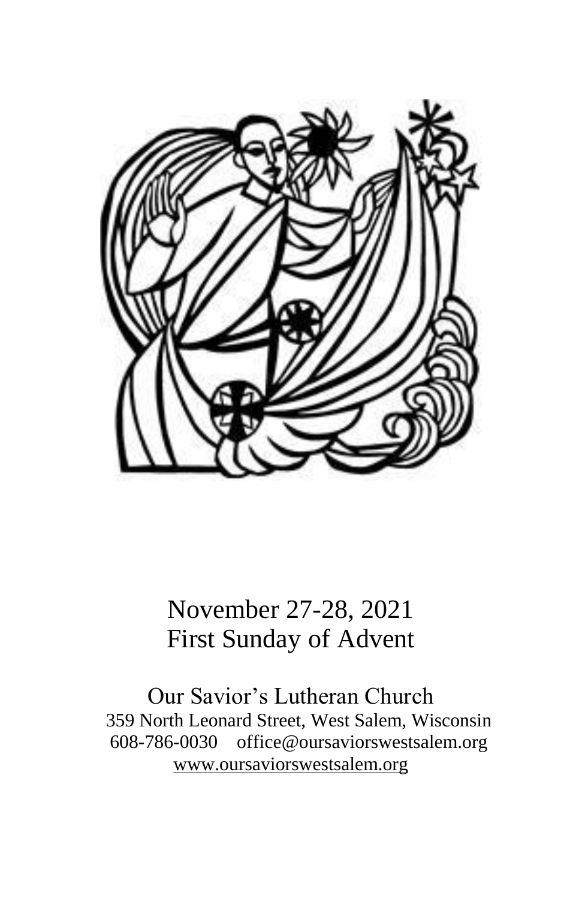# November 27-28, 2021
# First Sunday of Advent

Our Savior's Lutheran Church
359 North Leonard Street, West Salem, Wisconsin
608-786-0030 office@oursaviorswestsalem.org
www.oursaviorswestsalem.org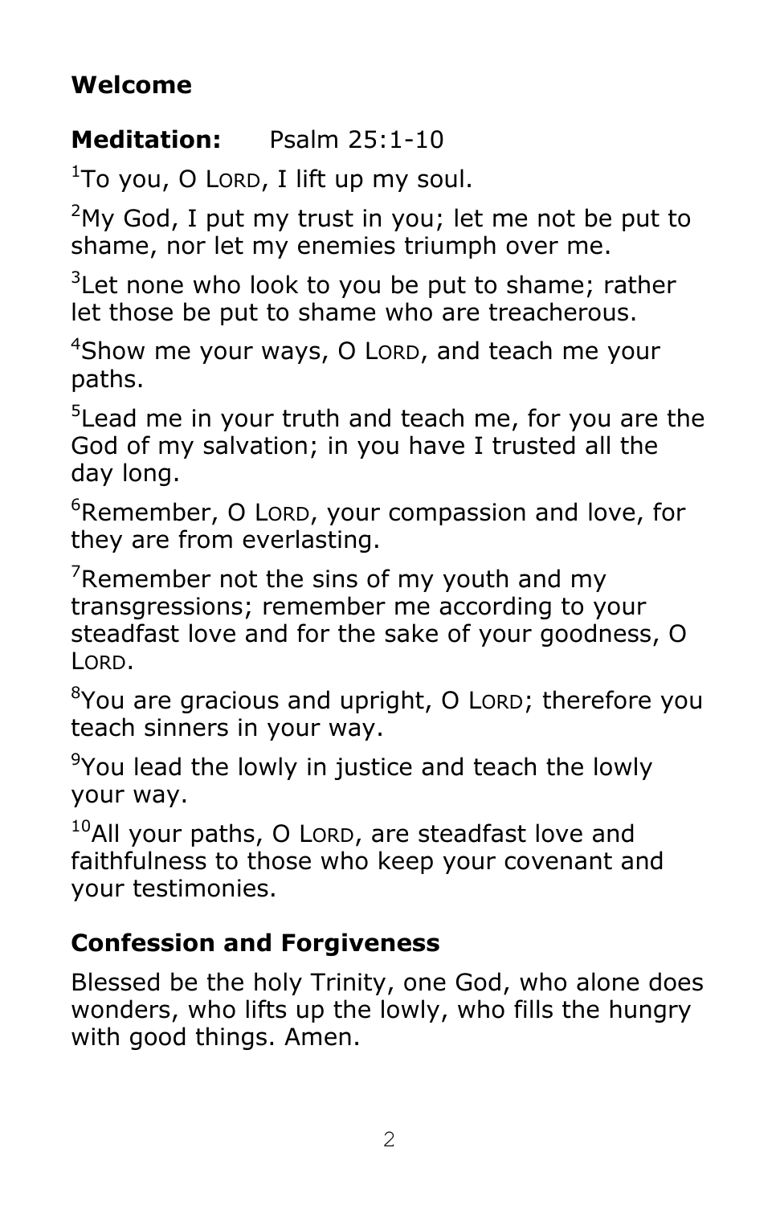**Welcome**

**Meditation:** Psalm 25:1-10

[1]To you, O LORD, I lift up my soul.

[2]My God, I put my trust in you; let me not be put to shame, nor let my enemies triumph over me.

[3]Let none who look to you be put to shame; rather let those be put to shame who are treacherous.

[4]Show me your ways, O LORD, and teach me your paths.

[5]Lead me in your truth and teach me, for you are the God of my salvation; in you have I trusted all the day long.

[6]Remember, O LORD, your compassion and love, for they are from everlasting.

[7]Remember not the sins of my youth and my transgressions; remember me according to your steadfast love and for the sake of your goodness, O LORD.

[8]You are gracious and upright, O LORD; therefore you teach sinners in your way.

[9]You lead the lowly in justice and teach the lowly your way.

[10]All your paths, O LORD, are steadfast love and faithfulness to those who keep your covenant and your testimonies.

**Confession and Forgiveness**

Blessed be the holy Trinity, one God, who alone does wonders, who lifts up the lowly, who fills the hungry with good things. Amen.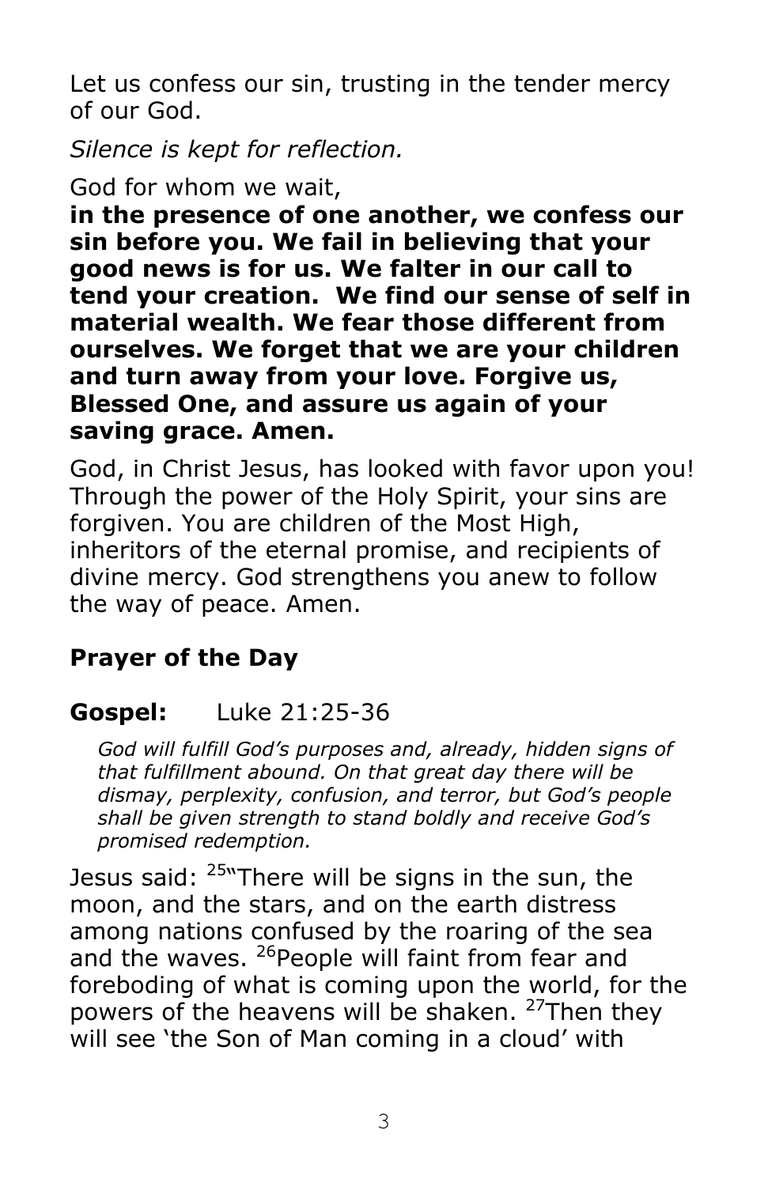Let us confess our sin, trusting in the tender mercy of our God.

*Silence is kept for reflection.*

God for whom we wait,
**in the presence of one another, we confess our sin before you. We fail in believing that your good news is for us. We falter in our call to tend your creation. We find our sense of self in material wealth. We fear those different from ourselves. We forget that we are your children and turn away from your love. Forgive us, Blessed One, and assure us again of your saving grace. Amen.**

God, in Christ Jesus, has looked with favor upon you! Through the power of the Holy Spirit, your sins are forgiven. You are children of the Most High, inheritors of the eternal promise, and recipients of divine mercy. God strengthens you anew to follow the way of peace. Amen.

## Prayer of the Day

## Gospel: Luke 21:25-36

*God will fulfill God's purposes and, already, hidden signs of that fulfillment abound. On that great day there will be dismay, perplexity, confusion, and terror, but God's people shall be given strength to stand boldly and receive God's promised redemption.*

Jesus said: [25]"There will be signs in the sun, the moon, and the stars, and on the earth distress among nations confused by the roaring of the sea and the waves. [26]People will faint from fear and foreboding of what is coming upon the world, for the powers of the heavens will be shaken. [27]Then they will see 'the Son of Man coming in a cloud' with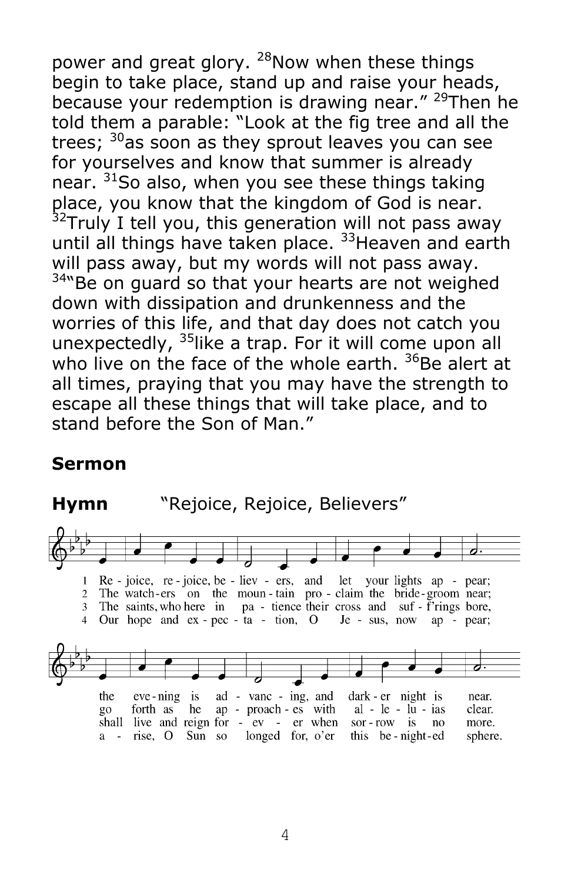power and great glory. [28]Now when these things begin to take place, stand up and raise your heads, because your redemption is drawing near." [29]Then he told them a parable: "Look at the fig tree and all the trees; [30]as soon as they sprout leaves you can see for yourselves and know that summer is already near. [31]So also, when you see these things taking place, you know that the kingdom of God is near. [32]Truly I tell you, this generation will not pass away until all things have taken place. [33]Heaven and earth will pass away, but my words will not pass away. [34]"Be on guard so that your hearts are not weighed down with dissipation and drunkenness and the worries of this life, and that day does not catch you unexpectedly, [35]like a trap. For it will come upon all who live on the face of the whole earth. [36]Be alert at all times, praying that you may have the strength to escape all these things that will take place, and to stand before the Son of Man."

**Sermon**

**Hymn** "Rejoice, Rejoice, Believers"

1 Re - joice, re - joice, be - liev - ers, and let your lights ap - pear;
2 The watch - ers on the moun - tain pro - claim the bride - groom near;
3 The saints, who here in pa - tience their cross and suf - f'rings bore,
4 Our hope and ex - pec - ta - tion, O Je - sus, now ap - pear;

the eve - ning is ad - vanc - ing, and dark - er night is near.
go forth as he ap - proach - es with al - le - lu - ias clear.
shall live and reign for - ev - er when sor - row is no more.
a - rise, O Sun so longed for, o'er this be - night - ed sphere.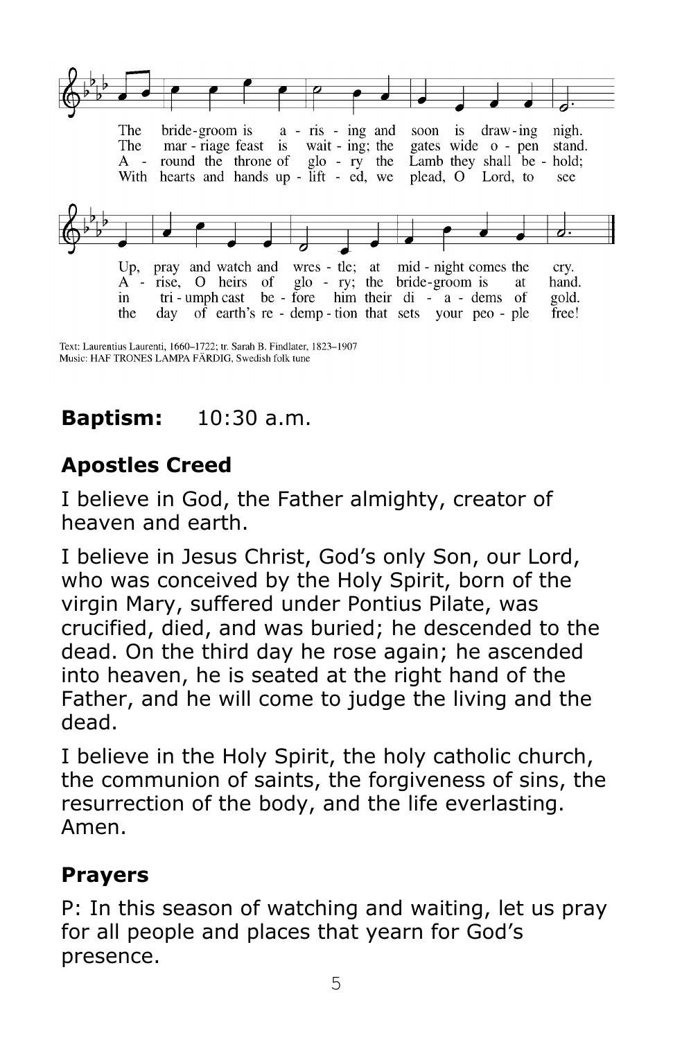The bride-groom is a-ris-ing and soon is draw-ing nigh.
The mar-riage feast is wait-ing; the gates wide o-pen stand.
A-round the throne of glo-ry the Lamb they shall be-hold;
With hearts and hands up-lift-ed, we plead, O Lord, to see

Up, pray and watch and wres-tle; at mid-night comes the cry.
A-rise, O heirs of glo-ry; the bride-groom is at hand.
in tri-umph cast be-fore him their di-a-dems of gold.
the day of earth's re-demp-tion that sets your peo-ple free!

Text: Laurentius Laurenti, 1660–1722; tr. Sarah B. Findlater, 1823–1907
Music: HAF TRONES LAMPA FÄRDIG, Swedish folk tune

**Baptism:** 10:30 a.m.

## Apostles Creed

I believe in God, the Father almighty, creator of heaven and earth.

I believe in Jesus Christ, God's only Son, our Lord, who was conceived by the Holy Spirit, born of the virgin Mary, suffered under Pontius Pilate, was crucified, died, and was buried; he descended to the dead. On the third day he rose again; he ascended into heaven, he is seated at the right hand of the Father, and he will come to judge the living and the dead.

I believe in the Holy Spirit, the holy catholic church, the communion of saints, the forgiveness of sins, the resurrection of the body, and the life everlasting. Amen.

## Prayers

P: In this season of watching and waiting, let us pray for all people and places that yearn for God's presence.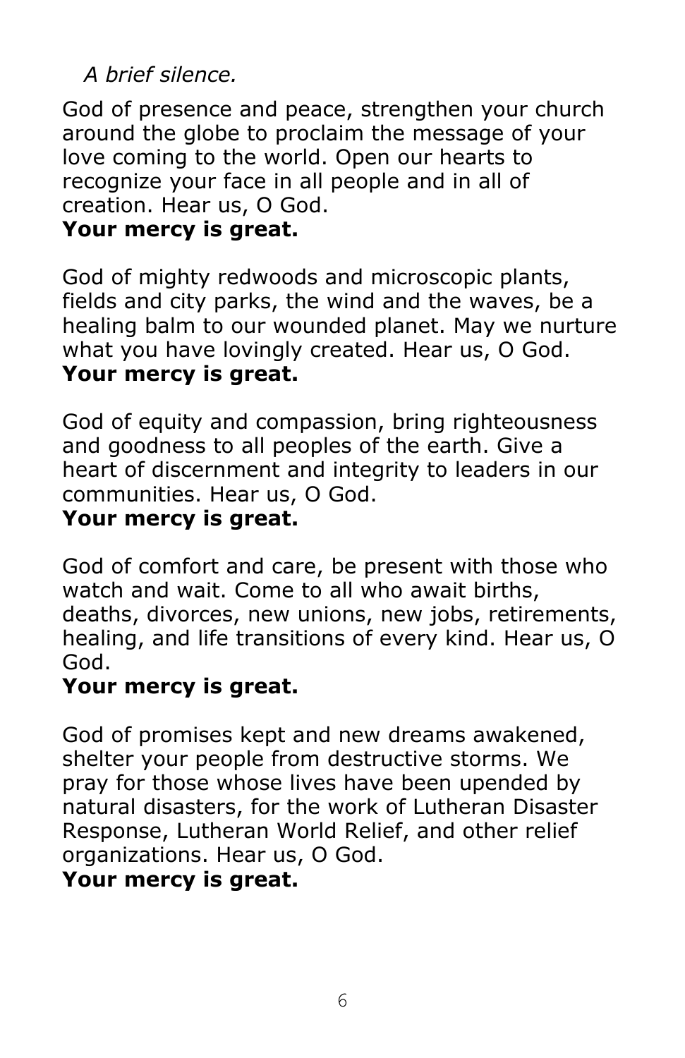*A brief silence.*

God of presence and peace, strengthen your church around the globe to proclaim the message of your love coming to the world. Open our hearts to recognize your face in all people and in all of creation. Hear us, O God.
**Your mercy is great.**

God of mighty redwoods and microscopic plants, fields and city parks, the wind and the waves, be a healing balm to our wounded planet. May we nurture what you have lovingly created. Hear us, O God.
**Your mercy is great.**

God of equity and compassion, bring righteousness and goodness to all peoples of the earth. Give a heart of discernment and integrity to leaders in our communities. Hear us, O God.
**Your mercy is great.**

God of comfort and care, be present with those who watch and wait. Come to all who await births, deaths, divorces, new unions, new jobs, retirements, healing, and life transitions of every kind. Hear us, O God.
**Your mercy is great.**

God of promises kept and new dreams awakened, shelter your people from destructive storms. We pray for those whose lives have been upended by natural disasters, for the work of Lutheran Disaster Response, Lutheran World Relief, and other relief organizations. Hear us, O God.
**Your mercy is great.**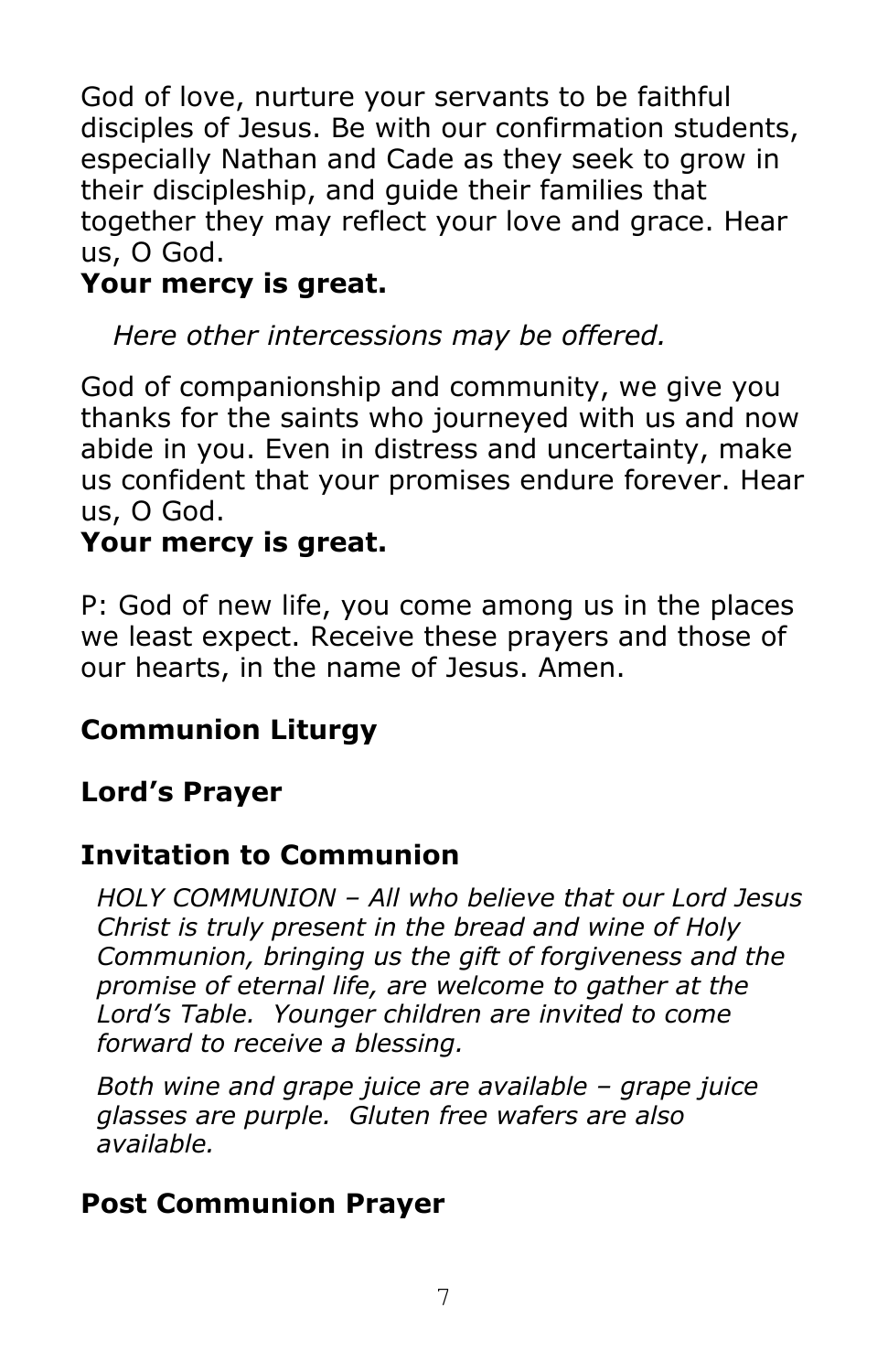God of love, nurture your servants to be faithful disciples of Jesus. Be with our confirmation students, especially Nathan and Cade as they seek to grow in their discipleship, and guide their families that together they may reflect your love and grace. Hear us, O God.
**Your mercy is great.**

*Here other intercessions may be offered.*

God of companionship and community, we give you thanks for the saints who journeyed with us and now abide in you. Even in distress and uncertainty, make us confident that your promises endure forever. Hear us, O God.
**Your mercy is great.**

P: God of new life, you come among us in the places we least expect. Receive these prayers and those of our hearts, in the name of Jesus. Amen.

## Communion Liturgy

## Lord's Prayer

## Invitation to Communion

*HOLY COMMUNION – All who believe that our Lord Jesus Christ is truly present in the bread and wine of Holy Communion, bringing us the gift of forgiveness and the promise of eternal life, are welcome to gather at the Lord's Table. Younger children are invited to come forward to receive a blessing.*

*Both wine and grape juice are available – grape juice glasses are purple. Gluten free wafers are also available.*

## Post Communion Prayer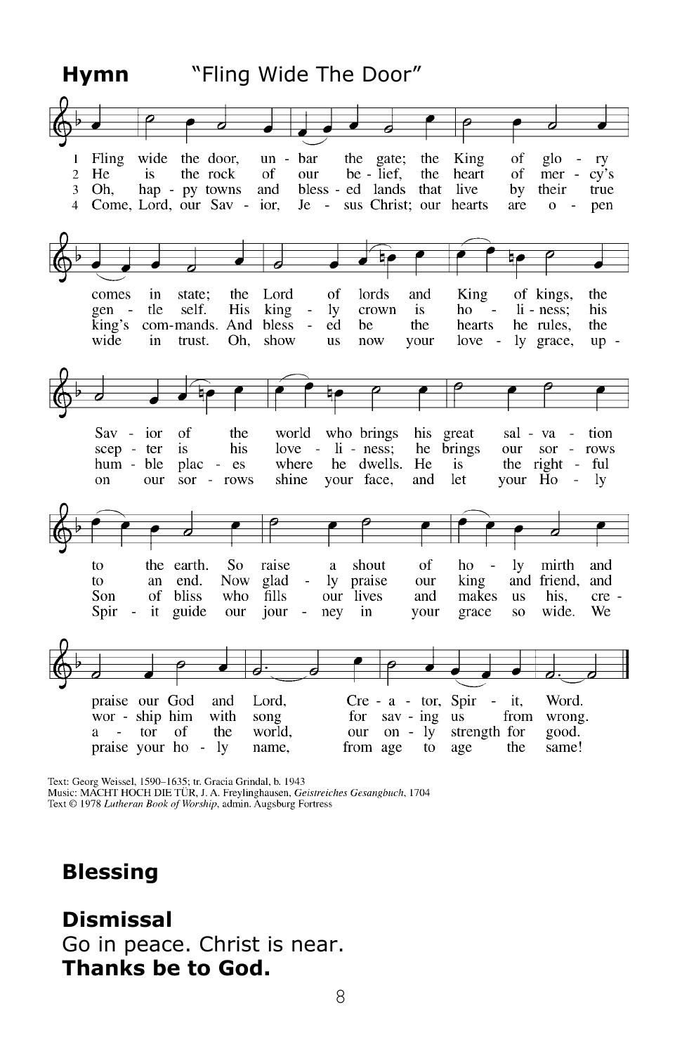**Hymn** "Fling Wide The Door"

1 Fling wide the door, unbar the gate; the King of glory comes in state; the Lord of lords and King of kings, the Savior of the world who brings his great salvation to the earth. So raise a shout of holy mirth and praise our God and Lord, Creator, Spirit, Word.

2 He is the rock of our belief, the heart of mercy's gentle self. His kingly crown is holiness; his scepter is his loveliness; he brings our sorrows to an end. Now gladly praise our king and friend, and worship him with song for saving us from wrong.

3 Oh, happy towns and blessed lands that live by their true king's commands. And blessed be the hearts he rules, the humble places where he dwells. He is the rightful Son of bliss who fills our lives and makes us his, creator of the world, our only strength for good.

4 Come, Lord, our Savior, Jesus Christ; our hearts are open wide in trust. Oh, show us now your lovely grace, upon our sorrows shine your face, and let your Holy Spirit guide our journey in your grace so wide. We praise your holy name, from age to age the same!

Text: Georg Weissel, 1590–1635; tr. Gracia Grindal, b. 1943
Music: MACHT HOCH DIE TÜR, J. A. Freylinghausen, *Geistreiches Gesangbuch*, 1704
Text © 1978 *Lutheran Book of Worship*, admin. Augsburg Fortress

## Blessing

## Dismissal

Go in peace. Christ is near.
**Thanks be to God.**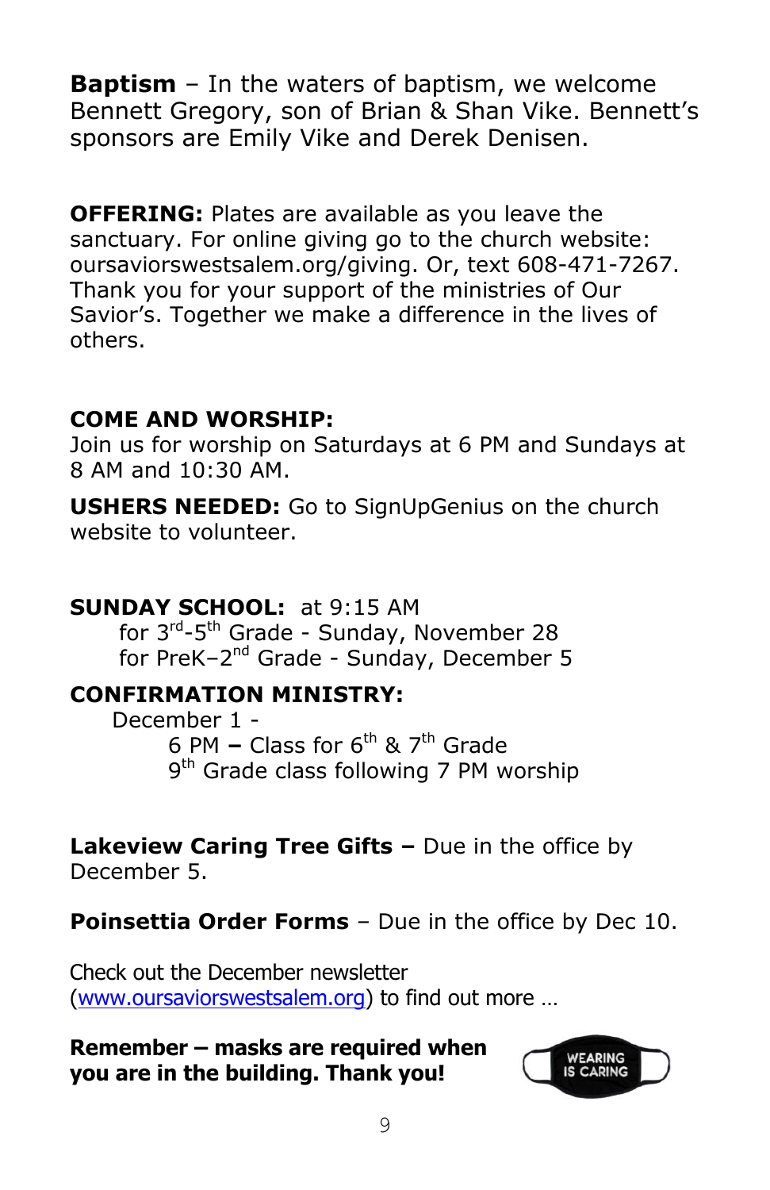**Baptism** – In the waters of baptism, we welcome Bennett Gregory, son of Brian & Shan Vike. Bennett's sponsors are Emily Vike and Derek Denisen.

**OFFERING:** Plates are available as you leave the sanctuary. For online giving go to the church website: oursaviorswestsalem.org/giving. Or, text 608-471-7267. Thank you for your support of the ministries of Our Savior's. Together we make a difference in the lives of others.

**COME AND WORSHIP:**
Join us for worship on Saturdays at 6 PM and Sundays at 8 AM and 10:30 AM.

**USHERS NEEDED:** Go to SignUpGenius on the church website to volunteer.

**SUNDAY SCHOOL:** at 9:15 AM
for 3rd-5th Grade - Sunday, November 28
for PreK–2nd Grade - Sunday, December 5

**CONFIRMATION MINISTRY:**
December 1 -
6 PM **–** Class for 6th & 7th Grade
9th Grade class following 7 PM worship

**Lakeview Caring Tree Gifts –** Due in the office by December 5.

**Poinsettia Order Forms** – Due in the office by Dec 10.

Check out the December newsletter (www.oursaviorswestsalem.org) to find out more …

**Remember – masks are required when you are in the building. Thank you!**

WEARING IS CARING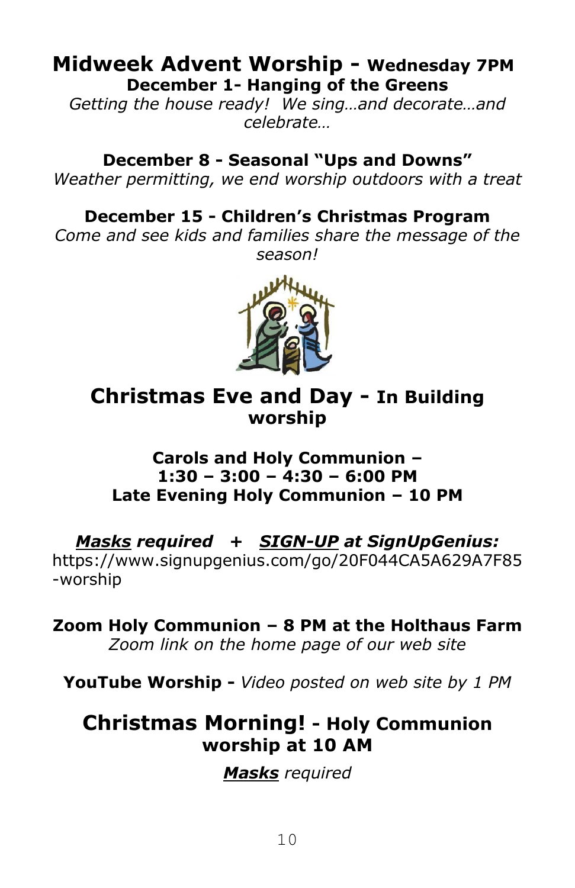## Midweek Advent Worship - Wednesday 7PM

**December 1- Hanging of the Greens**

*Getting the house ready! We sing…and decorate…and celebrate…*

**December 8 - Seasonal "Ups and Downs"**

*Weather permitting, we end worship outdoors with a treat*

**December 15 - Children's Christmas Program**

*Come and see kids and families share the message of the season!*

## Christmas Eve and Day - In Building worship

**Carols and Holy Communion –**
**1:30 – 3:00 – 4:30 – 6:00 PM**
**Late Evening Holy Communion – 10 PM**

***Masks* required + *SIGN-UP* at SignUpGenius:**
https://www.signupgenius.com/go/20F044CA5A629A7F85-worship

**Zoom Holy Communion – 8 PM at the Holthaus Farm**
*Zoom link on the home page of our web site*

**YouTube Worship -** *Video posted on web site by 1 PM*

## Christmas Morning! - Holy Communion worship at 10 AM

***Masks*** *required*